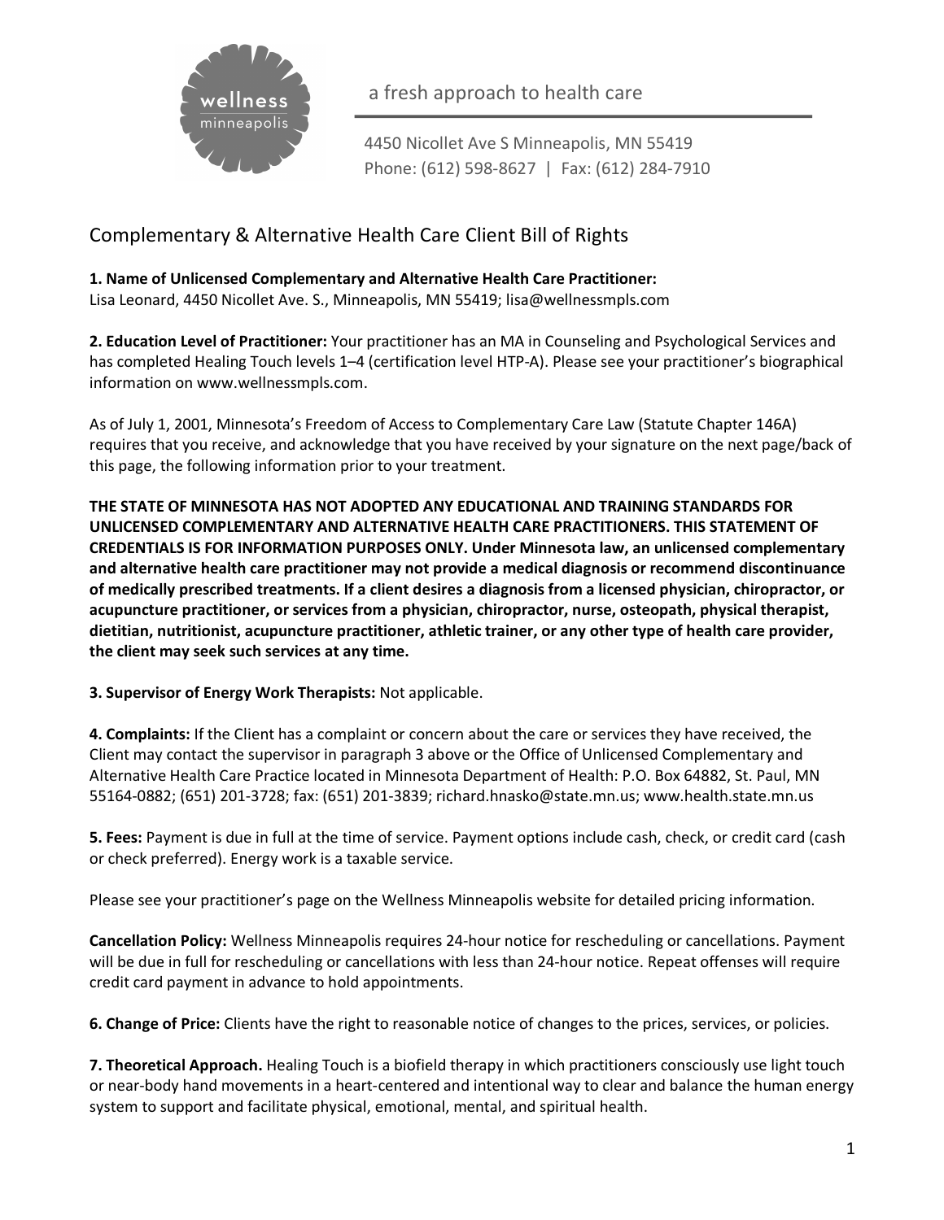wellness minneapolis

a fresh approach to health care

4450 Nicollet Ave S Minneapolis, MN 55419
Phone: (612) 598-8627 | Fax: (612) 284-7910

# Complementary & Alternative Health Care Client Bill of Rights

**1. Name of Unlicensed Complementary and Alternative Health Care Practitioner:**
Lisa Leonard, 4450 Nicollet Ave. S., Minneapolis, MN 55419; lisa@wellnessmpls.com

**2. Education Level of Practitioner:** Your practitioner has an MA in Counseling and Psychological Services and has completed Healing Touch levels 1–4 (certification level HTP-A). Please see your practitioner's biographical information on www.wellnessmpls.com.

As of July 1, 2001, Minnesota's Freedom of Access to Complementary Care Law (Statute Chapter 146A) requires that you receive, and acknowledge that you have received by your signature on the next page/back of this page, the following information prior to your treatment.

**THE STATE OF MINNESOTA HAS NOT ADOPTED ANY EDUCATIONAL AND TRAINING STANDARDS FOR UNLICENSED COMPLEMENTARY AND ALTERNATIVE HEALTH CARE PRACTITIONERS. THIS STATEMENT OF CREDENTIALS IS FOR INFORMATION PURPOSES ONLY. Under Minnesota law, an unlicensed complementary and alternative health care practitioner may not provide a medical diagnosis or recommend discontinuance of medically prescribed treatments. If a client desires a diagnosis from a licensed physician, chiropractor, or acupuncture practitioner, or services from a physician, chiropractor, nurse, osteopath, physical therapist, dietitian, nutritionist, acupuncture practitioner, athletic trainer, or any other type of health care provider, the client may seek such services at any time.**

**3. Supervisor of Energy Work Therapists:** Not applicable.

**4. Complaints:** If the Client has a complaint or concern about the care or services they have received, the Client may contact the supervisor in paragraph 3 above or the Office of Unlicensed Complementary and Alternative Health Care Practice located in Minnesota Department of Health: P.O. Box 64882, St. Paul, MN 55164-0882; (651) 201-3728; fax: (651) 201-3839; richard.hnasko@state.mn.us; www.health.state.mn.us

**5. Fees:** Payment is due in full at the time of service. Payment options include cash, check, or credit card (cash or check preferred). Energy work is a taxable service.

Please see your practitioner's page on the Wellness Minneapolis website for detailed pricing information.

**Cancellation Policy:** Wellness Minneapolis requires 24-hour notice for rescheduling or cancellations. Payment will be due in full for rescheduling or cancellations with less than 24-hour notice. Repeat offenses will require credit card payment in advance to hold appointments.

**6. Change of Price:** Clients have the right to reasonable notice of changes to the prices, services, or policies.

**7. Theoretical Approach.** Healing Touch is a biofield therapy in which practitioners consciously use light touch or near-body hand movements in a heart-centered and intentional way to clear and balance the human energy system to support and facilitate physical, emotional, mental, and spiritual health.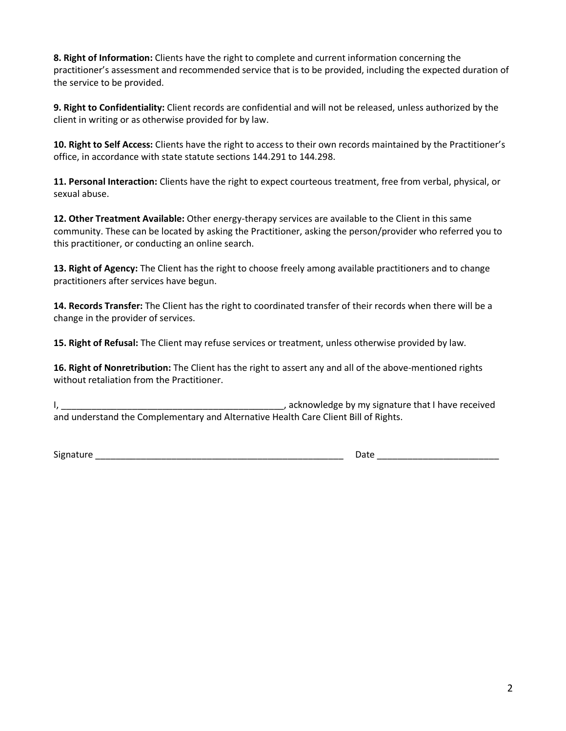**8. Right of Information:** Clients have the right to complete and current information concerning the practitioner's assessment and recommended service that is to be provided, including the expected duration of the service to be provided.

**9. Right to Confidentiality:** Client records are confidential and will not be released, unless authorized by the client in writing or as otherwise provided for by law.

**10. Right to Self Access:** Clients have the right to access to their own records maintained by the Practitioner's office, in accordance with state statute sections 144.291 to 144.298.

**11. Personal Interaction:** Clients have the right to expect courteous treatment, free from verbal, physical, or sexual abuse.

**12. Other Treatment Available:** Other energy-therapy services are available to the Client in this same community. These can be located by asking the Practitioner, asking the person/provider who referred you to this practitioner, or conducting an online search.

**13. Right of Agency:** The Client has the right to choose freely among available practitioners and to change practitioners after services have begun.

**14. Records Transfer:** The Client has the right to coordinated transfer of their records when there will be a change in the provider of services.

**15. Right of Refusal:** The Client may refuse services or treatment, unless otherwise provided by law.

**16. Right of Nonretribution:** The Client has the right to assert any and all of the above-mentioned rights without retaliation from the Practitioner.

I, _____________________________________________, acknowledge by my signature that I have received and understand the Complementary and Alternative Health Care Client Bill of Rights.

Signature ____________________________________________________ Date ________________________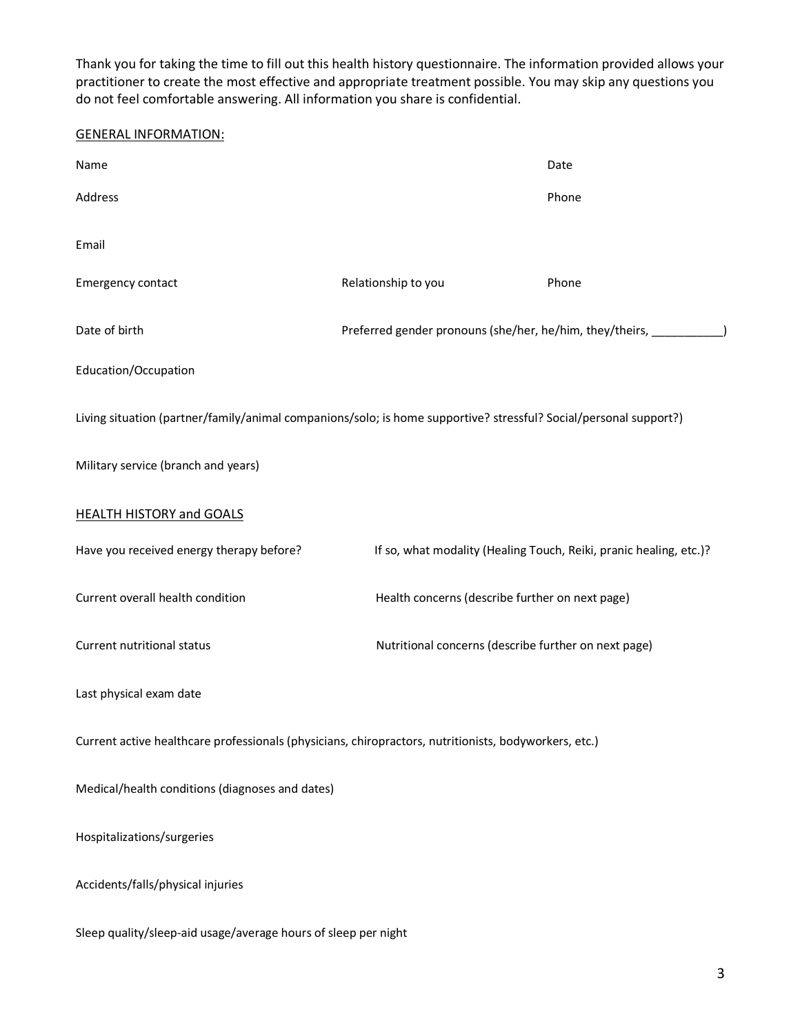Thank you for taking the time to fill out this health history questionnaire. The information provided allows your practitioner to create the most effective and appropriate treatment possible. You may skip any questions you do not feel comfortable answering. All information you share is confidential.

GENERAL INFORMATION:

Name Date

Address Phone

Email

Emergency contact Relationship to you Phone

Date of birth Preferred gender pronouns (she/her, he/him, they/theirs, ___________)

Education/Occupation

Living situation (partner/family/animal companions/solo; is home supportive? stressful? Social/personal support?)

Military service (branch and years)

HEALTH HISTORY and GOALS

Have you received energy therapy before? If so, what modality (Healing Touch, Reiki, pranic healing, etc.)?

Current overall health condition Health concerns (describe further on next page)

Current nutritional status Nutritional concerns (describe further on next page)

Last physical exam date

Current active healthcare professionals (physicians, chiropractors, nutritionists, bodyworkers, etc.)

Medical/health conditions (diagnoses and dates)

Hospitalizations/surgeries

Accidents/falls/physical injuries

Sleep quality/sleep-aid usage/average hours of sleep per night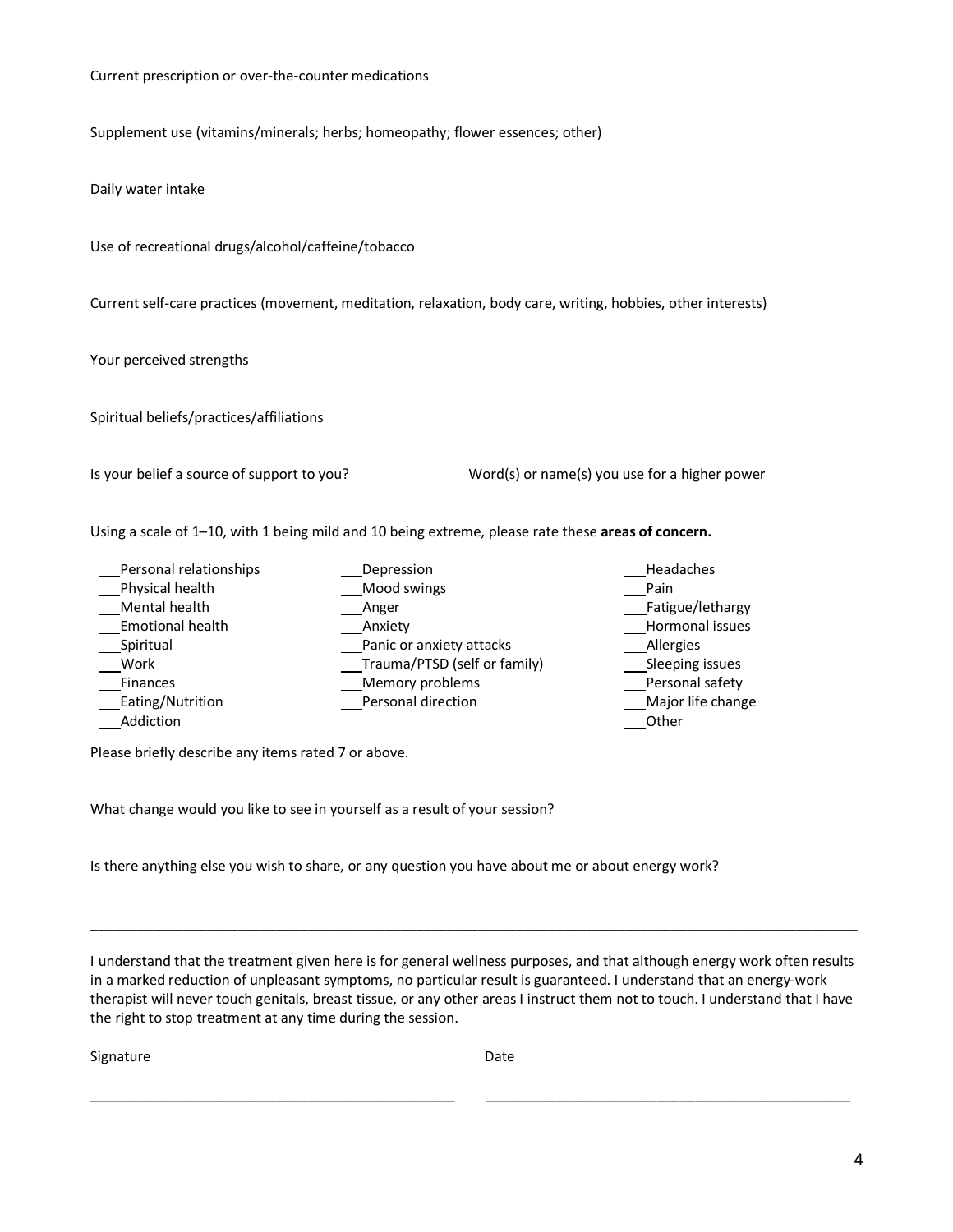Current prescription or over-the-counter medications

Supplement use (vitamins/minerals; herbs; homeopathy; flower essences; other)

Daily water intake

Use of recreational drugs/alcohol/caffeine/tobacco

Current self-care practices (movement, meditation, relaxation, body care, writing, hobbies, other interests)

Your perceived strengths

Spiritual beliefs/practices/affiliations

Is your belief a source of support to you?

Word(s) or name(s) you use for a higher power

Using a scale of 1–10, with 1 being mild and 10 being extreme, please rate these **areas of concern.**

___Personal relationships
___Physical health
___Mental health
___Emotional health
___Spiritual
___Work
___Finances
___Eating/Nutrition
___Addiction
___Depression
___Mood swings
___Anger
___Anxiety
___Panic or anxiety attacks
___Trauma/PTSD (self or family)
___Memory problems
___Personal direction
___Headaches
___Pain
___Fatigue/lethargy
___Hormonal issues
___Allergies
___Sleeping issues
___Personal safety
___Major life change
___Other

Please briefly describe any items rated 7 or above.

What change would you like to see in yourself as a result of your session?

Is there anything else you wish to share, or any question you have about me or about energy work?

---

I understand that the treatment given here is for general wellness purposes, and that although energy work often results in a marked reduction of unpleasant symptoms, no particular result is guaranteed. I understand that an energy-work therapist will never touch genitals, breast tissue, or any other areas I instruct them not to touch. I understand that I have the right to stop treatment at any time during the session.

Signature ________________________________________

Date ________________________________________